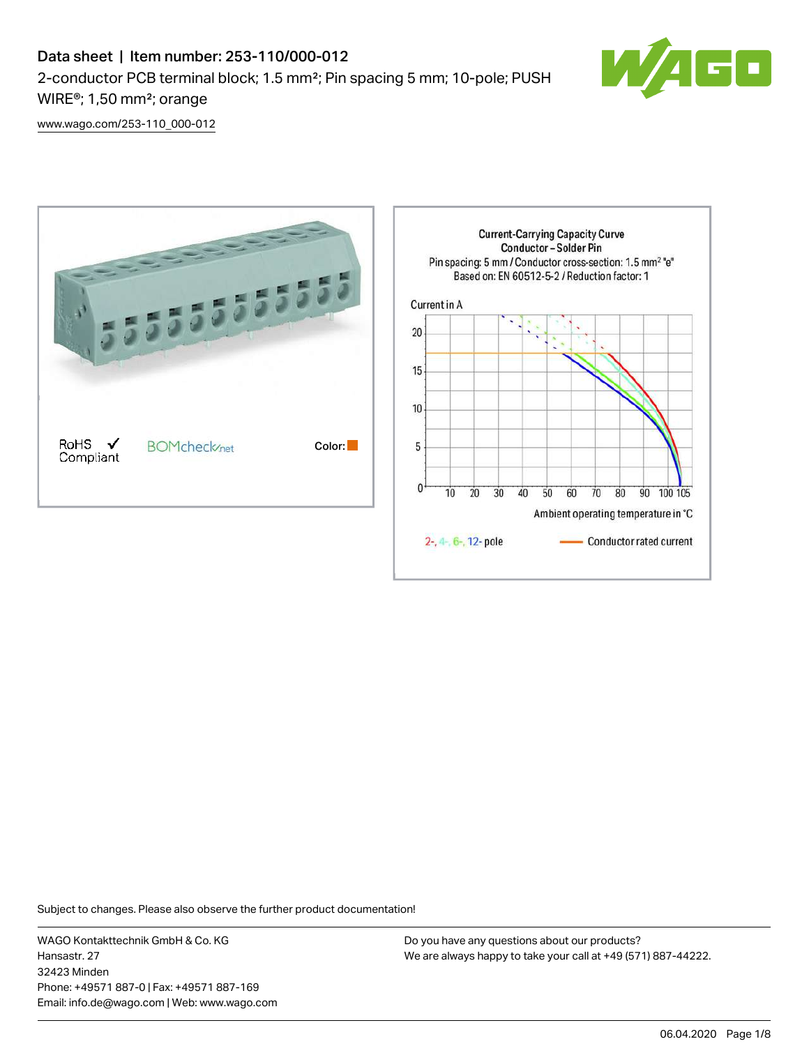# Data sheet | Item number: 253-110/000-012

2-conductor PCB terminal block; 1.5 mm²; Pin spacing 5 mm; 10-pole; PUSH WIRE®; 1,50 mm²; orange

www.wago.com/253-110_000-012

RoHS Compliant

BOMcheck.net

Color:

Current-Carrying Capacity Curve
Conductor – Solder Pin
Pin spacing: 5 mm / Conductor cross-section: 1.5 mm² "e"
Based on: EN 60512-5-2 / Reduction factor: 1

Current in A

Ambient operating temperature in °C

2-, 4-, 6-, 12- pole

Conductor rated current

Subject to changes. Please also observe the further product documentation!

WAGO Kontakttechnik GmbH & Co. KG
Hansastr. 27
32423 Minden
Phone: +49571 887-0 | Fax: +49571 887-169
Email: info.de@wago.com | Web: www.wago.com

Do you have any questions about our products?
We are always happy to take your call at +49 (571) 887-44222.

06.04.2020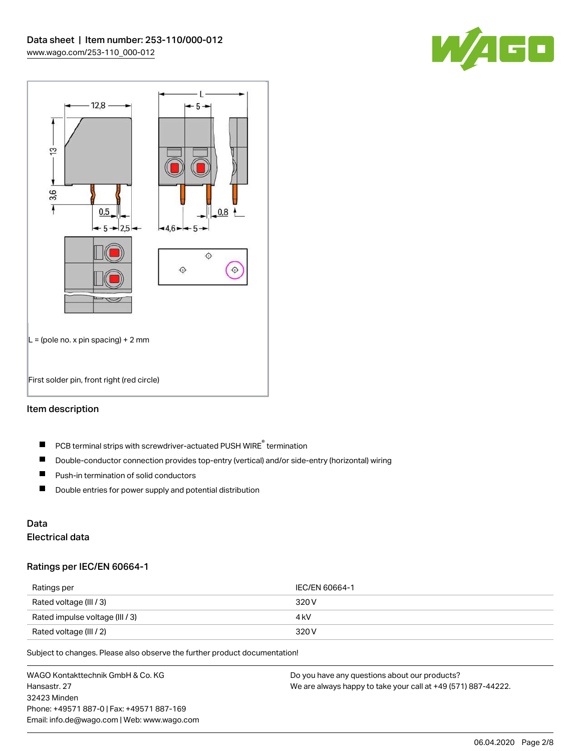L = (pole no. x pin spacing) + 2 mm

First solder pin, front right (red circle)

## Item description

- PCB terminal strips with screwdriver-actuated PUSH WIRE® termination
- Double-conductor connection provides top-entry (vertical) and/or side-entry (horizontal) wiring
- Push-in termination of solid conductors
- Double entries for power supply and potential distribution

## Data

### Electrical data

#### Ratings per IEC/EN 60664-1

| Ratings per | IEC/EN 60664-1 |
| --- | --- |
| Rated voltage (III / 3) | 320 V |
| Rated impulse voltage (III / 3) | 4 kV |
| Rated voltage (III / 2) | 320 V |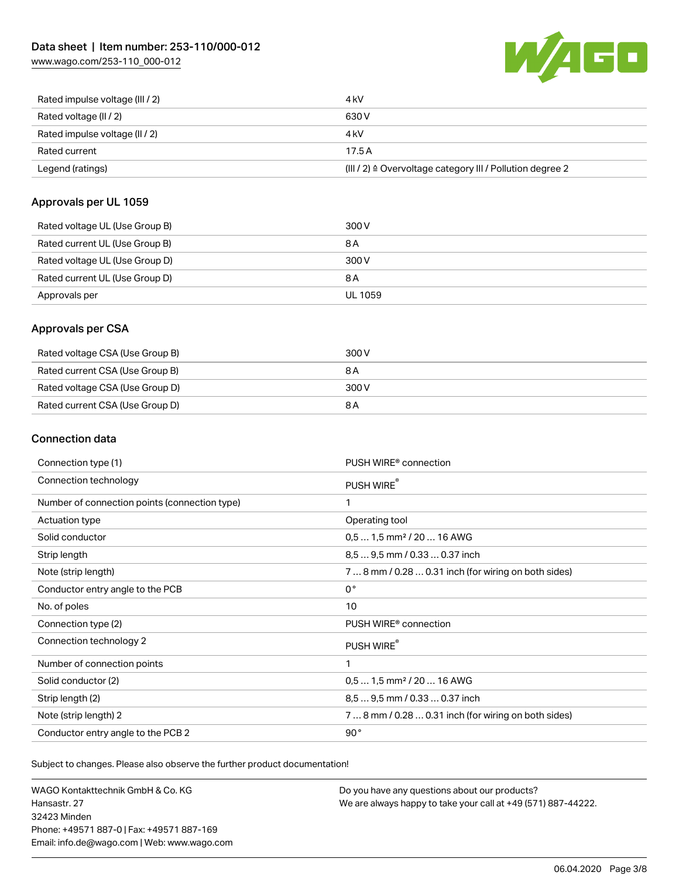| | |
|---|---|
| Rated impulse voltage (III / 2) | 4 kV |
| Rated voltage (II / 2) | 630 V |
| Rated impulse voltage (II / 2) | 4 kV |
| Rated current | 17.5 A |
| Legend (ratings) | (III / 2) ≙ Overvoltage category III / Pollution degree 2 |

## Approvals per UL 1059

| | |
|---|---|
| Rated voltage UL (Use Group B) | 300 V |
| Rated current UL (Use Group B) | 8 A |
| Rated voltage UL (Use Group D) | 300 V |
| Rated current UL (Use Group D) | 8 A |
| Approvals per | UL 1059 |

## Approvals per CSA

| | |
|---|---|
| Rated voltage CSA (Use Group B) | 300 V |
| Rated current CSA (Use Group B) | 8 A |
| Rated voltage CSA (Use Group D) | 300 V |
| Rated current CSA (Use Group D) | 8 A |

## Connection data

| | |
|---|---|
| Connection type (1) | PUSH WIRE® connection |
| Connection technology | PUSH WIRE® |
| Number of connection points (connection type) | 1 |
| Actuation type | Operating tool |
| Solid conductor | 0,5 … 1,5 mm² / 20 … 16 AWG |
| Strip length | 8,5 … 9,5 mm / 0.33 … 0.37 inch |
| Note (strip length) | 7 … 8 mm / 0.28 … 0.31 inch (for wiring on both sides) |
| Conductor entry angle to the PCB | 0 ° |
| No. of poles | 10 |
| Connection type (2) | PUSH WIRE® connection |
| Connection technology 2 | PUSH WIRE® |
| Number of connection points | 1 |
| Solid conductor (2) | 0,5 … 1,5 mm² / 20 … 16 AWG |
| Strip length (2) | 8,5 … 9,5 mm / 0.33 … 0.37 inch |
| Note (strip length) 2 | 7 … 8 mm / 0.28 … 0.31 inch (for wiring on both sides) |
| Conductor entry angle to the PCB 2 | 90 ° |

Subject to changes. Please also observe the further product documentation!

WAGO Kontakttechnik GmbH & Co. KG
Hansastr. 27
32423 Minden
Phone: +49571 887-0 | Fax: +49571 887-169
Email: info.de@wago.com | Web: www.wago.com

Do you have any questions about our products?
We are always happy to take your call at +49 (571) 887-44222.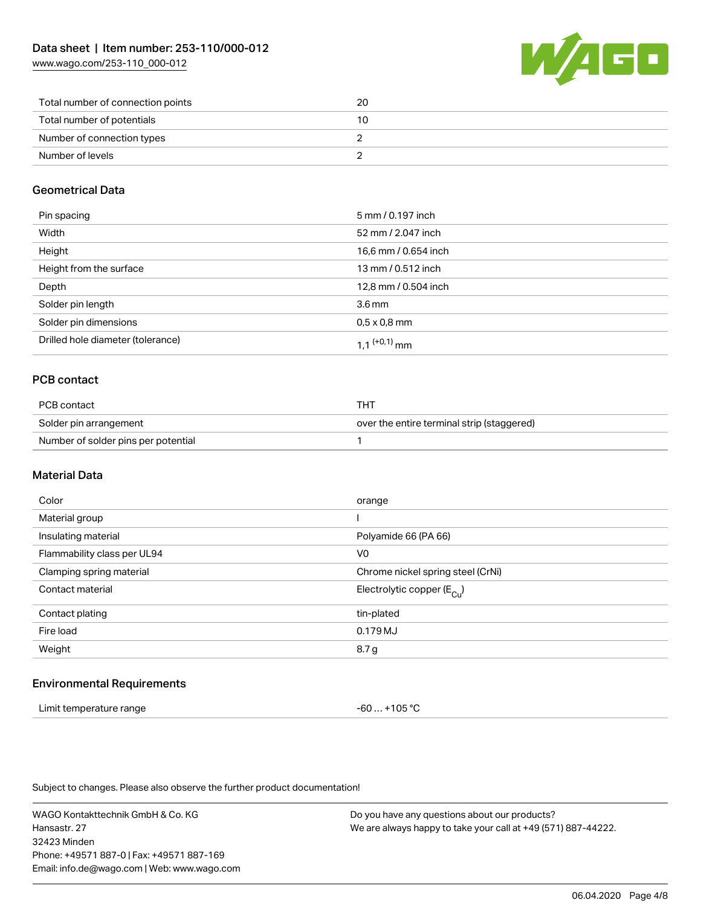| | |
|---|---|
| Total number of connection points | 20 |
| Total number of potentials | 10 |
| Number of connection types | 2 |
| Number of levels | 2 |

## Geometrical Data

| | |
|---|---|
| Pin spacing | 5 mm / 0.197 inch |
| Width | 52 mm / 2.047 inch |
| Height | 16,6 mm / 0.654 inch |
| Height from the surface | 13 mm / 0.512 inch |
| Depth | 12,8 mm / 0.504 inch |
| Solder pin length | 3.6 mm |
| Solder pin dimensions | 0,5 x 0,8 mm |
| Drilled hole diameter (tolerance) | 1,1 $^{(+0,1)}$ mm |

## PCB contact

| | |
|---|---|
| PCB contact | THT |
| Solder pin arrangement | over the entire terminal strip (staggered) |
| Number of solder pins per potential | 1 |

## Material Data

| | |
|---|---|
| Color | orange |
| Material group | I |
| Insulating material | Polyamide 66 (PA 66) |
| Flammability class per UL94 | V0 |
| Clamping spring material | Chrome nickel spring steel (CrNi) |
| Contact material | Electrolytic copper ($E_{Cu}$) |
| Contact plating | tin-plated |
| Fire load | 0.179 MJ |
| Weight | 8.7 g |

## Environmental Requirements

| | |
|---|---|
| Limit temperature range | -60 … +105 °C |

Subject to changes. Please also observe the further product documentation!

WAGO Kontakttechnik GmbH & Co. KG
Hansastr. 27
32423 Minden
Phone: +49571 887-0 | Fax: +49571 887-169
Email: info.de@wago.com | Web: www.wago.com

Do you have any questions about our products?
We are always happy to take your call at +49 (571) 887-44222.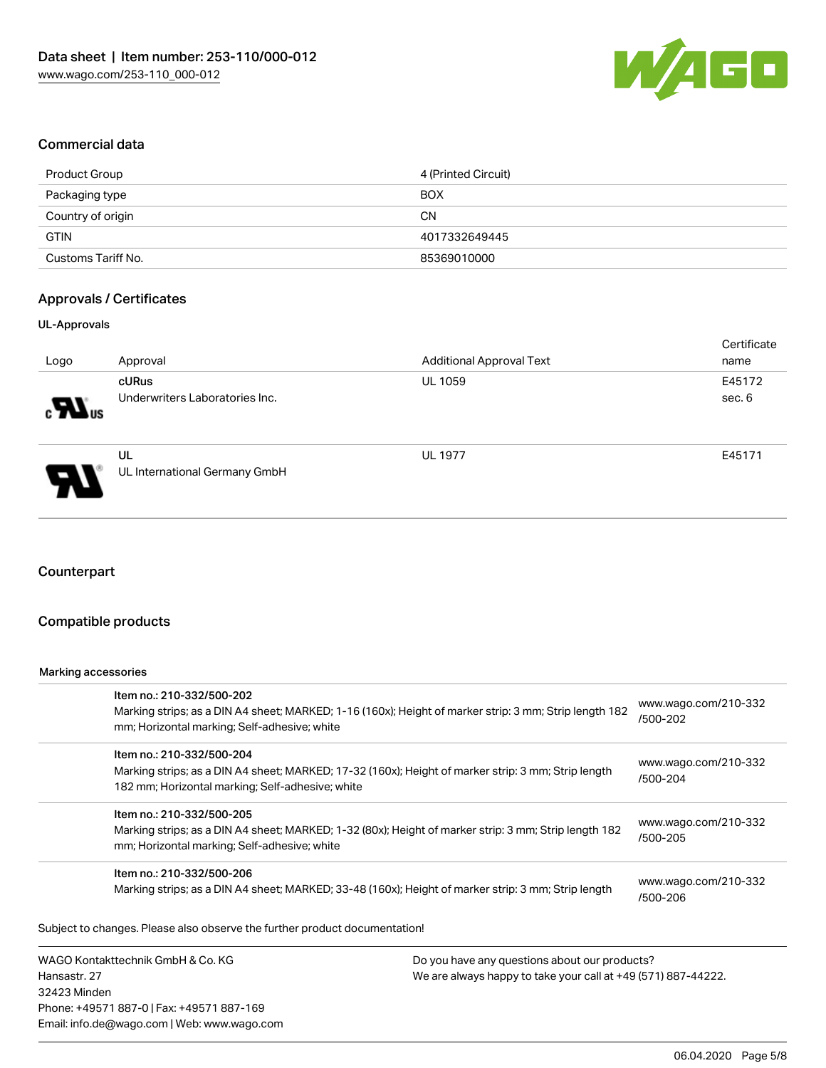## Commercial data

| | |
|---|---|
| Product Group | 4 (Printed Circuit) |
| Packaging type | BOX |
| Country of origin | CN |
| GTIN | 4017332649445 |
| Customs Tariff No. | 85369010000 |

## Approvals / Certificates

### UL-Approvals

| Logo | Approval | Additional Approval Text | Certificate name |
|---|---|---|---|
| | **cURus**<br>Underwriters Laboratories Inc. | UL 1059 | E45172 sec. 6 |
| | **UL**<br>UL International Germany GmbH | UL 1977 | E45171 |

## Counterpart

## Compatible products

#### Marking accessories

| | | |
|---|---|---|
| | **Item no.: 210-332/500-202**<br>Marking strips; as a DIN A4 sheet; MARKED; 1-16 (160x); Height of marker strip: 3 mm; Strip length 182 mm; Horizontal marking; Self-adhesive; white | www.wago.com/210-332/500-202 |
| | **Item no.: 210-332/500-204**<br>Marking strips; as a DIN A4 sheet; MARKED; 17-32 (160x); Height of marker strip: 3 mm; Strip length 182 mm; Horizontal marking; Self-adhesive; white | www.wago.com/210-332/500-204 |
| | **Item no.: 210-332/500-205**<br>Marking strips; as a DIN A4 sheet; MARKED; 1-32 (80x); Height of marker strip: 3 mm; Strip length 182 mm; Horizontal marking; Self-adhesive; white | www.wago.com/210-332/500-205 |
| | **Item no.: 210-332/500-206**<br>Marking strips; as a DIN A4 sheet; MARKED; 33-48 (160x); Height of marker strip: 3 mm; Strip length | www.wago.com/210-332/500-206 |

Subject to changes. Please also observe the further product documentation!

WAGO Kontakttechnik GmbH & Co. KG
Hansastr. 27
32423 Minden
Phone: +49571 887-0 | Fax: +49571 887-169
Email: info.de@wago.com | Web: www.wago.com

Do you have any questions about our products?
We are always happy to take your call at +49 (571) 887-44222.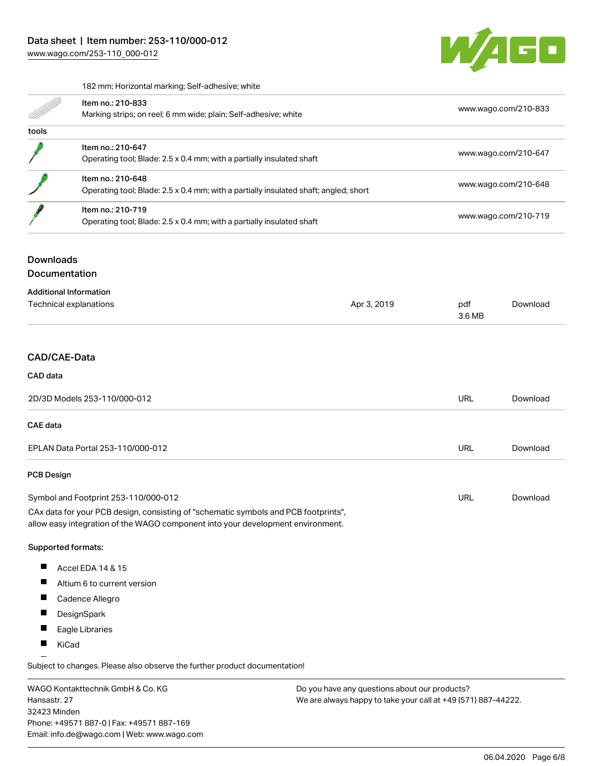182 mm; Horizontal marking; Self-adhesive; white

| | | |
|---|---|---|
| | Item no.: 210-833<br>Marking strips; on reel; 6 mm wide; plain; Self-adhesive; white | www.wago.com/210-833 |
| tools | | |
| | Item no.: 210-647<br>Operating tool; Blade: 2.5 x 0.4 mm; with a partially insulated shaft | www.wago.com/210-647 |
| | Item no.: 210-648<br>Operating tool; Blade: 2.5 x 0.4 mm; with a partially insulated shaft; angled; short | www.wago.com/210-648 |
| | Item no.: 210-719<br>Operating tool; Blade: 2.5 x 0.4 mm; with a partially insulated shaft | www.wago.com/210-719 |

## Downloads
## Documentation

### Additional Information

| | | | |
|---|---|---|---|
| Technical explanations | Apr 3, 2019 | pdf<br>3.6 MB | Download |

## CAD/CAE-Data

### CAD data

| | | |
|---|---|---|
| 2D/3D Models 253-110/000-012 | URL | Download |

### CAE data

| | | |
|---|---|---|
| EPLAN Data Portal 253-110/000-012 | URL | Download |

### PCB Design

| | | |
|---|---|---|
| Symbol and Footprint 253-110/000-012 | URL | Download |

CAx data for your PCB design, consisting of "schematic symbols and PCB footprints", allow easy integration of the WAGO component into your development environment.

**Supported formats:**

- Accel EDA 14 & 15
- Altium 6 to current version
- Cadence Allegro
- DesignSpark
- Eagle Libraries
- KiCad

Subject to changes. Please also observe the further product documentation!

WAGO Kontakttechnik GmbH & Co. KG
Hansastr. 27
32423 Minden
Phone: +49571 887-0 | Fax: +49571 887-169
Email: info.de@wago.com | Web: www.wago.com

Do you have any questions about our products?
We are always happy to take your call at +49 (571) 887-44222.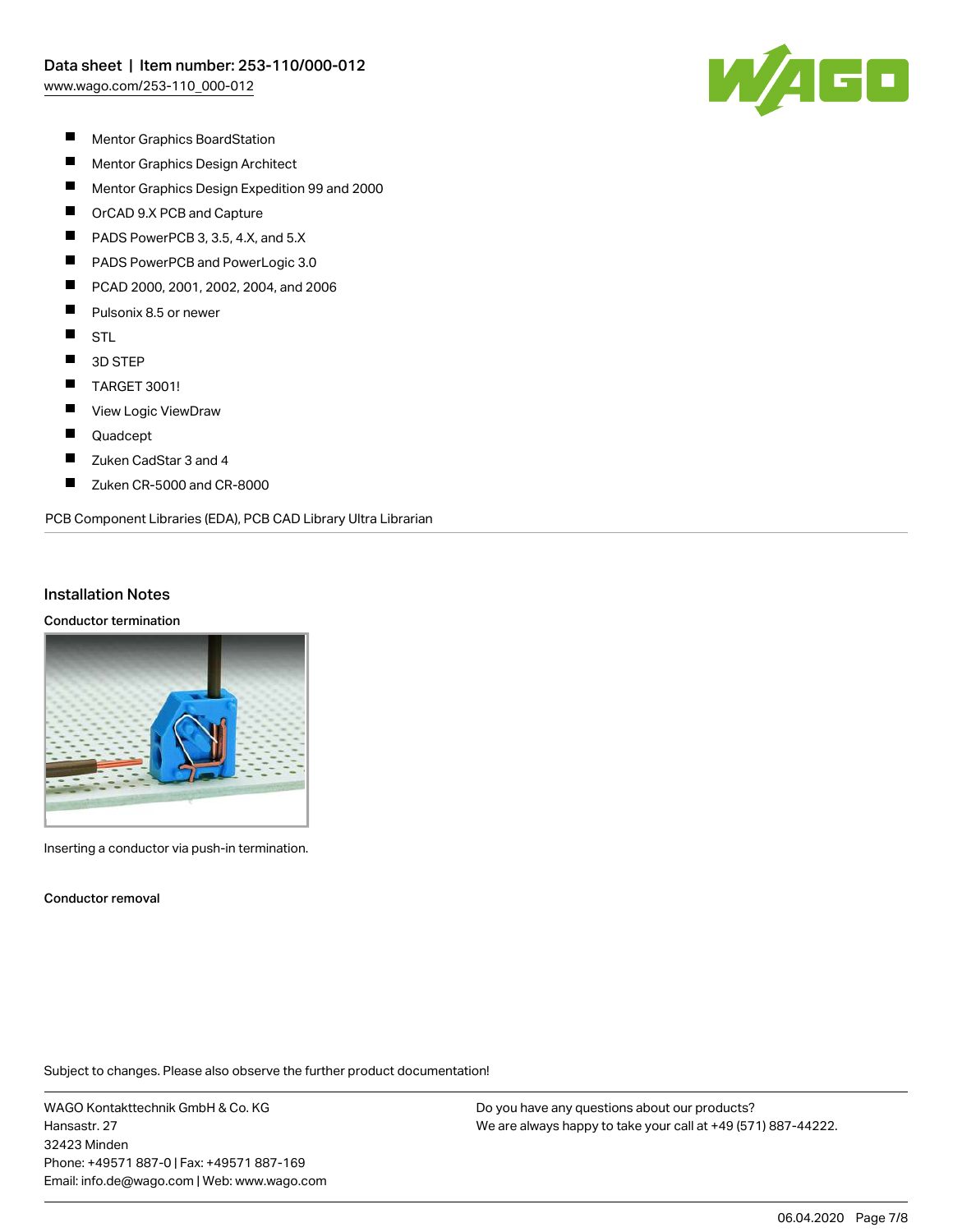- Mentor Graphics BoardStation
- Mentor Graphics Design Architect
- Mentor Graphics Design Expedition 99 and 2000
- OrCAD 9.X PCB and Capture
- PADS PowerPCB 3, 3.5, 4.X, and 5.X
- PADS PowerPCB and PowerLogic 3.0
- PCAD 2000, 2001, 2002, 2004, and 2006
- Pulsonix 8.5 or newer
- STL
- 3D STEP
- TARGET 3001!
- View Logic ViewDraw
- Quadcept
- Zuken CadStar 3 and 4
- Zuken CR-5000 and CR-8000

PCB Component Libraries (EDA), PCB CAD Library Ultra Librarian

## Installation Notes

### Conductor termination

Inserting a conductor via push-in termination.

### Conductor removal

Subject to changes. Please also observe the further product documentation!

WAGO Kontakttechnik GmbH & Co. KG
Hansastr. 27
32423 Minden
Phone: +49571 887-0 | Fax: +49571 887-169
Email: info.de@wago.com | Web: www.wago.com

Do you have any questions about our products?
We are always happy to take your call at +49 (571) 887-44222.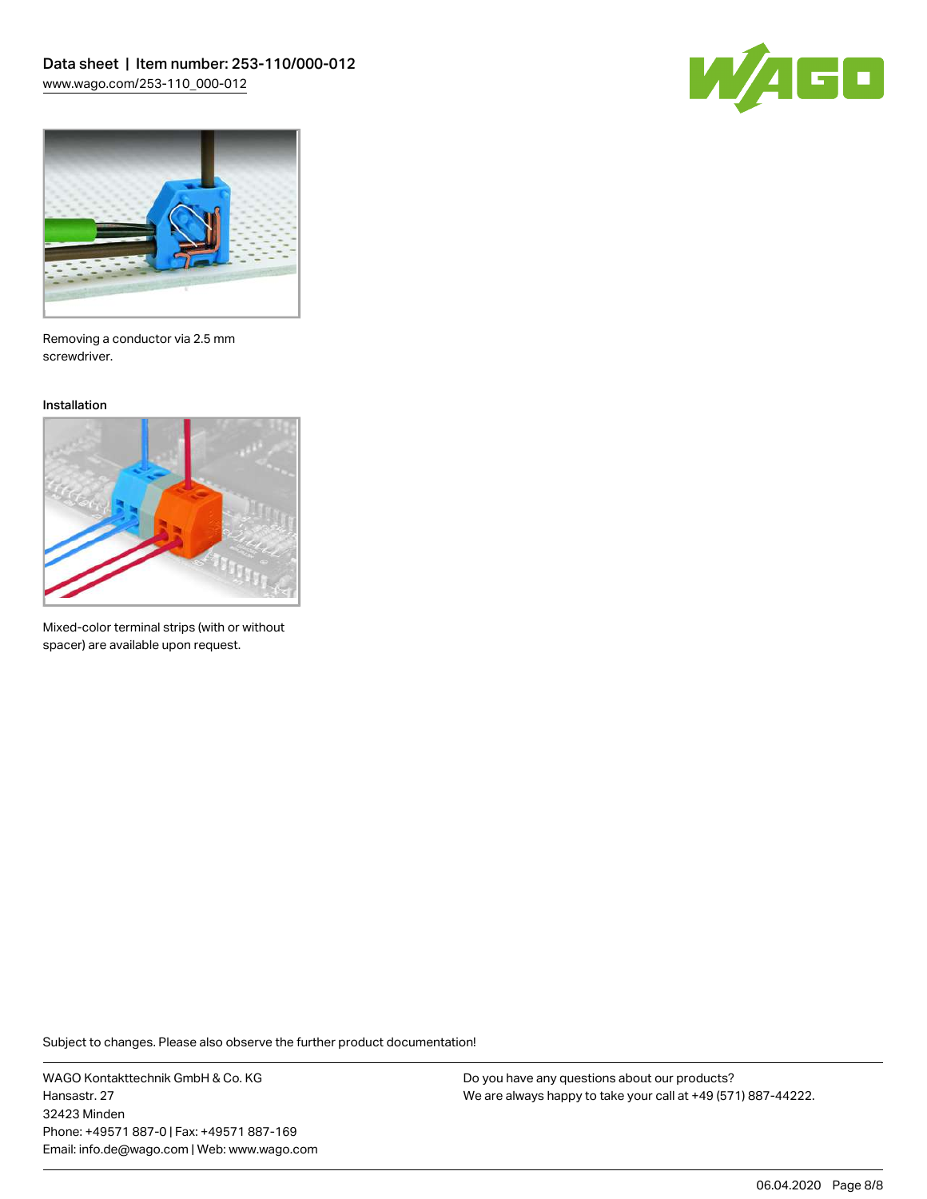Removing a conductor via 2.5 mm screwdriver.

Installation

Mixed-color terminal strips (with or without spacer) are available upon request.

Subject to changes. Please also observe the further product documentation!

WAGO Kontakttechnik GmbH & Co. KG
Hansastr. 27
32423 Minden
Phone: +49571 887-0 | Fax: +49571 887-169
Email: info.de@wago.com | Web: www.wago.com

Do you have any questions about our products?
We are always happy to take your call at +49 (571) 887-44222.